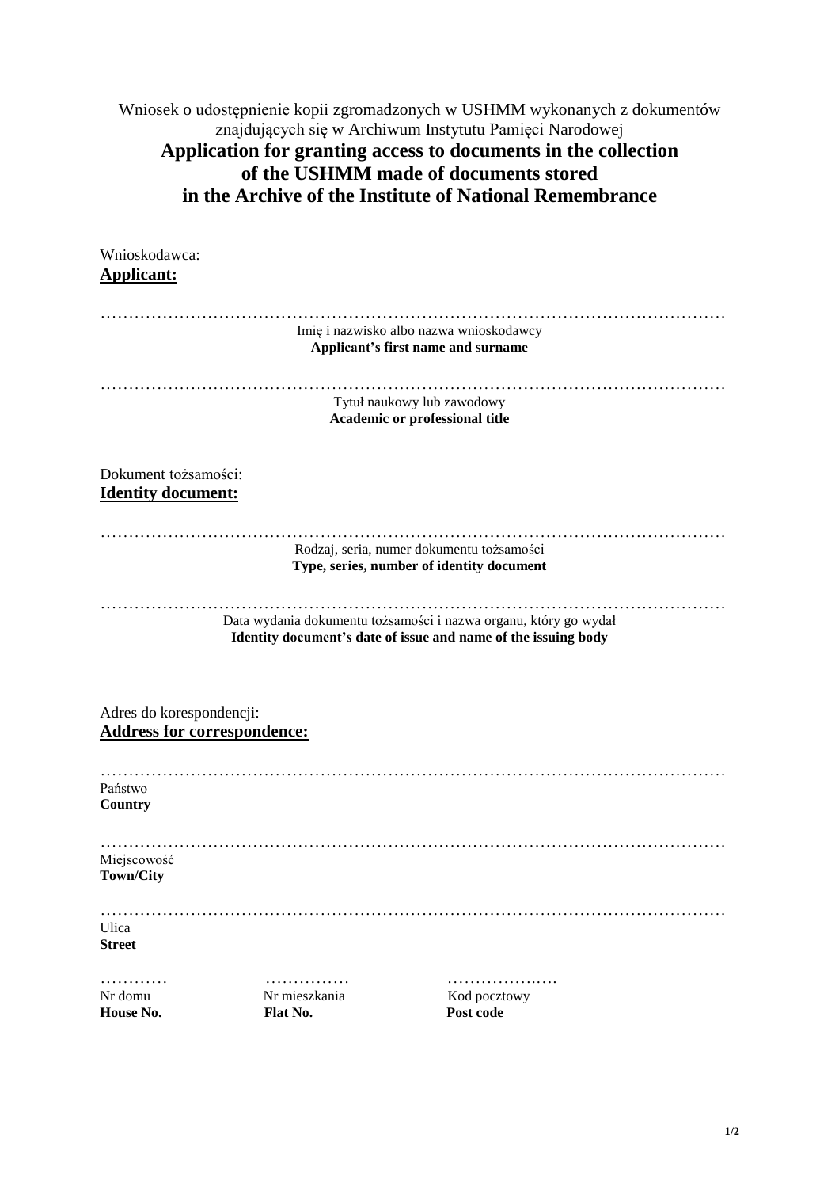Wniosek o udostępnienie kopii zgromadzonych w USHMM wykonanych z dokumentów znajdujących się w Archiwum Instytutu Pamięci Narodowej

# Application for granting access to documents in the collection of the USHMM made of documents stored in the Archive of the Institute of National Remembrance

Wnioskodawca:
**Applicant:**

…………………………………………………………………………………………………
Imię i nazwisko albo nazwa wnioskodawcy
**Applicant's first name and surname**

…………………………………………………………………………………………………
Tytuł naukowy lub zawodowy
**Academic or professional title**

Dokument tożsamości:
**Identity document:**

…………………………………………………………………………………………………
Rodzaj, seria, numer dokumentu tożsamości
**Type, series, number of identity document**

…………………………………………………………………………………………………
Data wydania dokumentu tożsamości i nazwa organu, który go wydał
**Identity document's date of issue and name of the issuing body**

Adres do korespondencji:
**Address for correspondence:**

…………………………………………………………………………………………………
Państwo
**Country**

…………………………………………………………………………………………………
Miejscowość
**Town/City**

…………………………………………………………………………………………………
Ulica
**Street**

| ………… | …………… | ………………..… |
|---|---|---|
| Nr domu<br>**House No.** | Nr mieszkania<br>**Flat No.** | Kod pocztowy<br>**Post code** |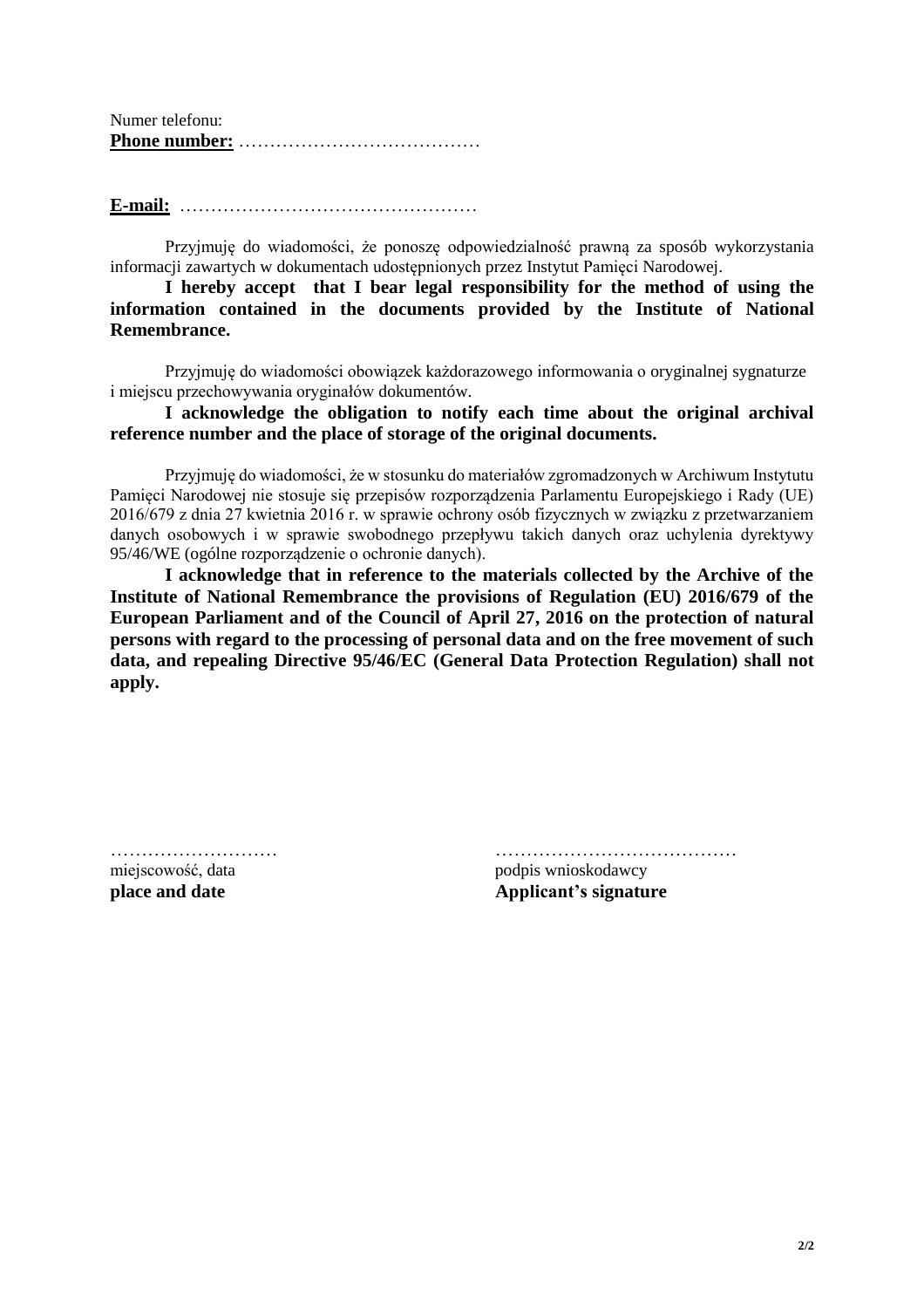Numer telefonu:
**Phone number:** …………………………………

**E-mail:** …………………………………………

Przyjmuję do wiadomości, że ponoszę odpowiedzialność prawną za sposób wykorzystania informacji zawartych w dokumentach udostępnionych przez Instytut Pamięci Narodowej.

**I hereby accept that I bear legal responsibility for the method of using the information contained in the documents provided by the Institute of National Remembrance.**

Przyjmuję do wiadomości obowiązek każdorazowego informowania o oryginalnej sygnaturze i miejscu przechowywania oryginałów dokumentów.

**I acknowledge the obligation to notify each time about the original archival reference number and the place of storage of the original documents.**

Przyjmuję do wiadomości, że w stosunku do materiałów zgromadzonych w Archiwum Instytutu Pamięci Narodowej nie stosuje się przepisów rozporządzenia Parlamentu Europejskiego i Rady (UE) 2016/679 z dnia 27 kwietnia 2016 r. w sprawie ochrony osób fizycznych w związku z przetwarzaniem danych osobowych i w sprawie swobodnego przepływu takich danych oraz uchylenia dyrektywy 95/46/WE (ogólne rozporządzenie o ochronie danych).

**I acknowledge that in reference to the materials collected by the Archive of the Institute of National Remembrance the provisions of Regulation (EU) 2016/679 of the European Parliament and of the Council of April 27, 2016 on the protection of natural persons with regard to the processing of personal data and on the free movement of such data, and repealing Directive 95/46/EC (General Data Protection Regulation) shall not apply.**

………………………
miejscowość, data
**place and date**

…………………………………
podpis wnioskodawcy
**Applicant's signature**